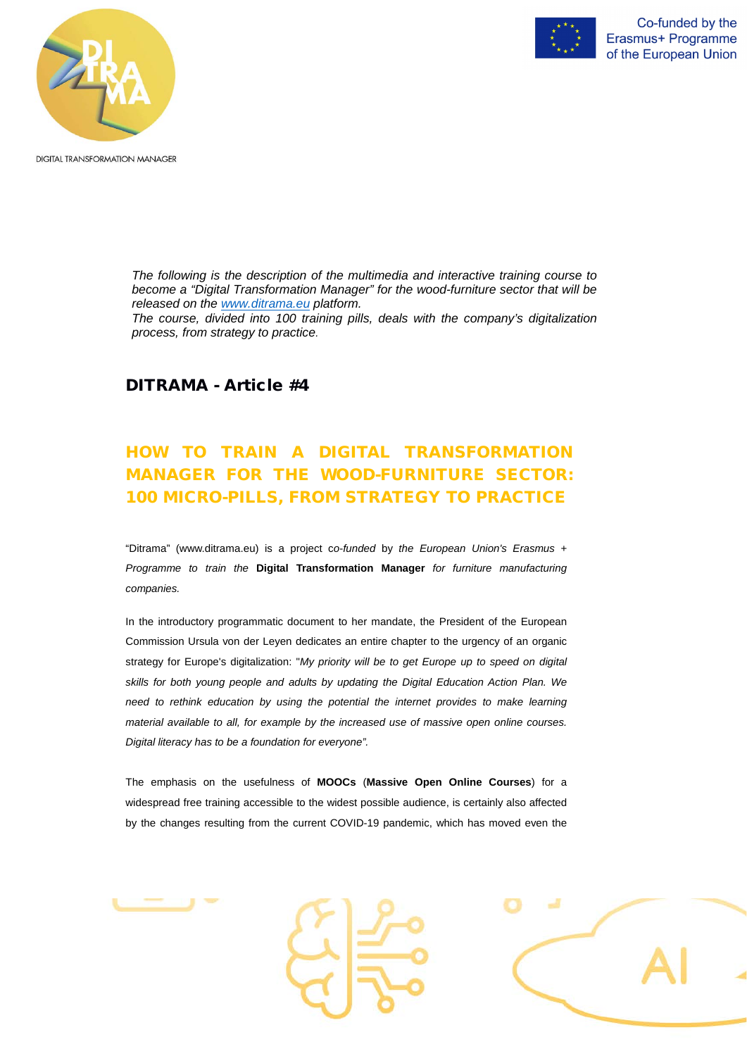*The following is the description of the multimedia and interactive training course to become a "Digital Transformation Manager" for the wood-furniture sector that will be released on the [www.ditrama.eu](http://www.ditrama.eu) platform.*
*The course, divided into 100 training pills, deals with the company's digitalization process, from strategy to practice.*

## DITRAMA - Article #4

# HOW TO TRAIN A DIGITAL TRANSFORMATION MANAGER FOR THE WOOD-FURNITURE SECTOR: 100 MICRO-PILLS, FROM STRATEGY TO PRACTICE

"Ditrama" (www.ditrama.eu) is a project c*o-funded* by *the European Union's Erasmus + Programme to train the* **Digital Transformation Manager** *for furniture manufacturing companies.*

In the introductory programmatic document to her mandate, the President of the European Commission Ursula von der Leyen dedicates an entire chapter to the urgency of an organic strategy for Europe's digitalization: "*My priority will be to get Europe up to speed on digital skills for both young people and adults by updating the Digital Education Action Plan. We need to rethink education by using the potential the internet provides to make learning material available to all, for example by the increased use of massive open online courses. Digital literacy has to be a foundation for everyone".*

The emphasis on the usefulness of **MOOCs** (**Massive Open Online Courses**) for a widespread free training accessible to the widest possible audience, is certainly also affected by the changes resulting from the current COVID-19 pandemic, which has moved even the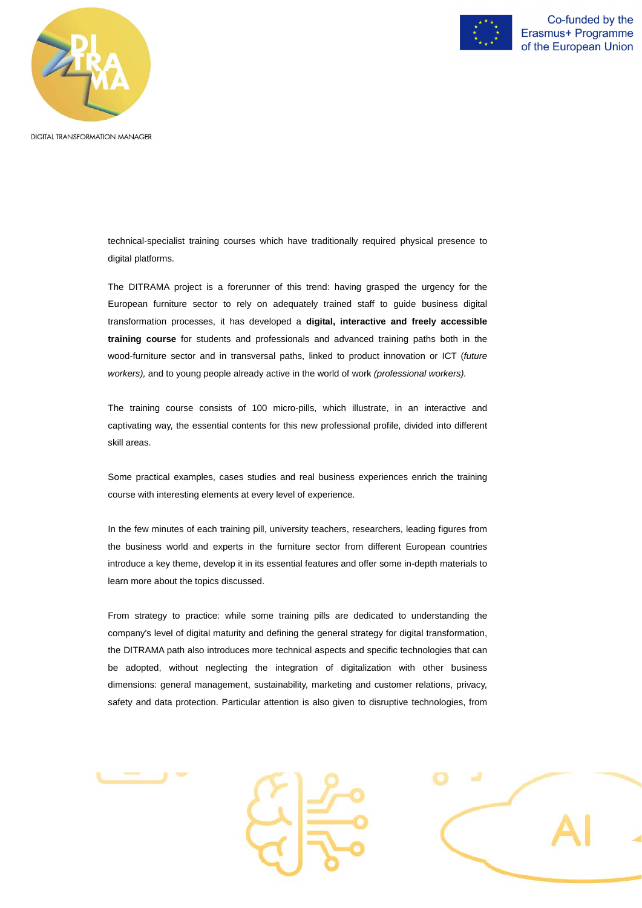technical-specialist training courses which have traditionally required physical presence to digital platforms.

The DITRAMA project is a forerunner of this trend: having grasped the urgency for the European furniture sector to rely on adequately trained staff to guide business digital transformation processes, it has developed a **digital, interactive and freely accessible training course** for students and professionals and advanced training paths both in the wood-furniture sector and in transversal paths, linked to product innovation or ICT (*future workers),* and to young people already active in the world of work *(professional workers).*

The training course consists of 100 micro-pills, which illustrate, in an interactive and captivating way, the essential contents for this new professional profile, divided into different skill areas.

Some practical examples, cases studies and real business experiences enrich the training course with interesting elements at every level of experience.

In the few minutes of each training pill, university teachers, researchers, leading figures from the business world and experts in the furniture sector from different European countries introduce a key theme, develop it in its essential features and offer some in-depth materials to learn more about the topics discussed.

From strategy to practice: while some training pills are dedicated to understanding the company's level of digital maturity and defining the general strategy for digital transformation, the DITRAMA path also introduces more technical aspects and specific technologies that can be adopted, without neglecting the integration of digitalization with other business dimensions: general management, sustainability, marketing and customer relations, privacy, safety and data protection. Particular attention is also given to disruptive technologies, from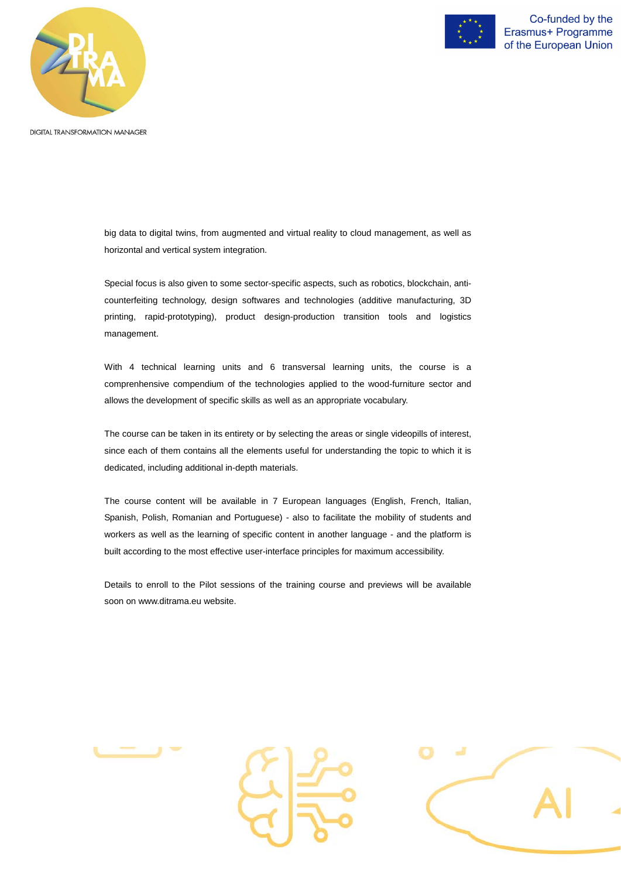big data to digital twins, from augmented and virtual reality to cloud management, as well as horizontal and vertical system integration.

Special focus is also given to some sector-specific aspects, such as robotics, blockchain, anti-counterfeiting technology, design softwares and technologies (additive manufacturing, 3D printing, rapid-prototyping), product design-production transition tools and logistics management.

With 4 technical learning units and 6 transversal learning units, the course is a comprenhensive compendium of the technologies applied to the wood-furniture sector and allows the development of specific skills as well as an appropriate vocabulary.

The course can be taken in its entirety or by selecting the areas or single videopills of interest, since each of them contains all the elements useful for understanding the topic to which it is dedicated, including additional in-depth materials.

The course content will be available in 7 European languages (English, French, Italian, Spanish, Polish, Romanian and Portuguese) - also to facilitate the mobility of students and workers as well as the learning of specific content in another language - and the platform is built according to the most effective user-interface principles for maximum accessibility.

Details to enroll to the Pilot sessions of the training course and previews will be available soon on www.ditrama.eu website.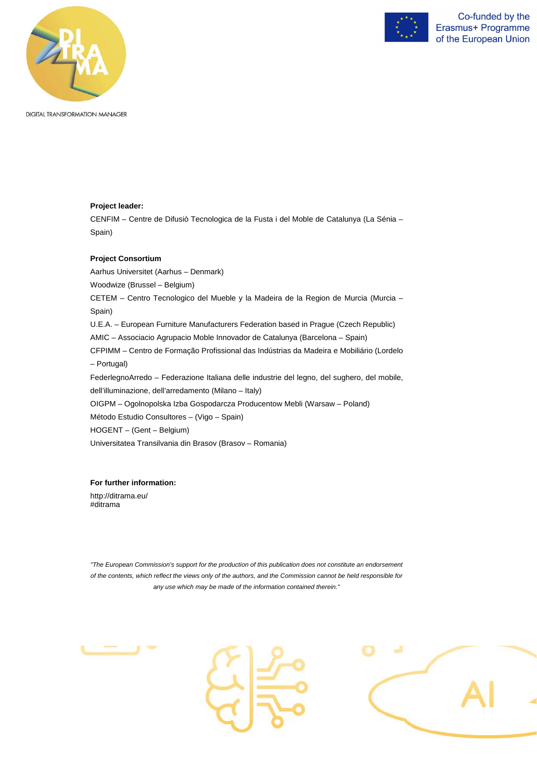**Project leader:**

CENFIM – Centre de Difusiò Tecnologica de la Fusta i del Moble de Catalunya (La Sénia – Spain)

**Project Consortium**

Aarhus Universitet (Aarhus – Denmark)
Woodwize (Brussel – Belgium)
CETEM – Centro Tecnologico del Mueble y la Madeira de la Region de Murcia (Murcia – Spain)
U.E.A. – European Furniture Manufacturers Federation based in Prague (Czech Republic)
AMIC – Associacio Agrupacio Moble Innovador de Catalunya (Barcelona – Spain)
CFPIMM – Centro de Formação Profissional das Indústrias da Madeira e Mobiliário (Lordelo – Portugal)
FederlegnoArredo – Federazione Italiana delle industrie del legno, del sughero, del mobile, dell'illuminazione, dell'arredamento (Milano – Italy)
OIGPM – Ogolnopolska Izba Gospodarcza Producentow Mebli (Warsaw – Poland)
Método Estudio Consultores – (Vigo – Spain)
HOGENT – (Gent – Belgium)
Universitatea Transilvania din Brasov (Brasov – Romania)

**For further information:**

http://ditrama.eu/
#ditrama

*"The European Commission's support for the production of this publication does not constitute an endorsement of the contents, which reflect the views only of the authors, and the Commission cannot be held responsible for any use which may be made of the information contained therein."*